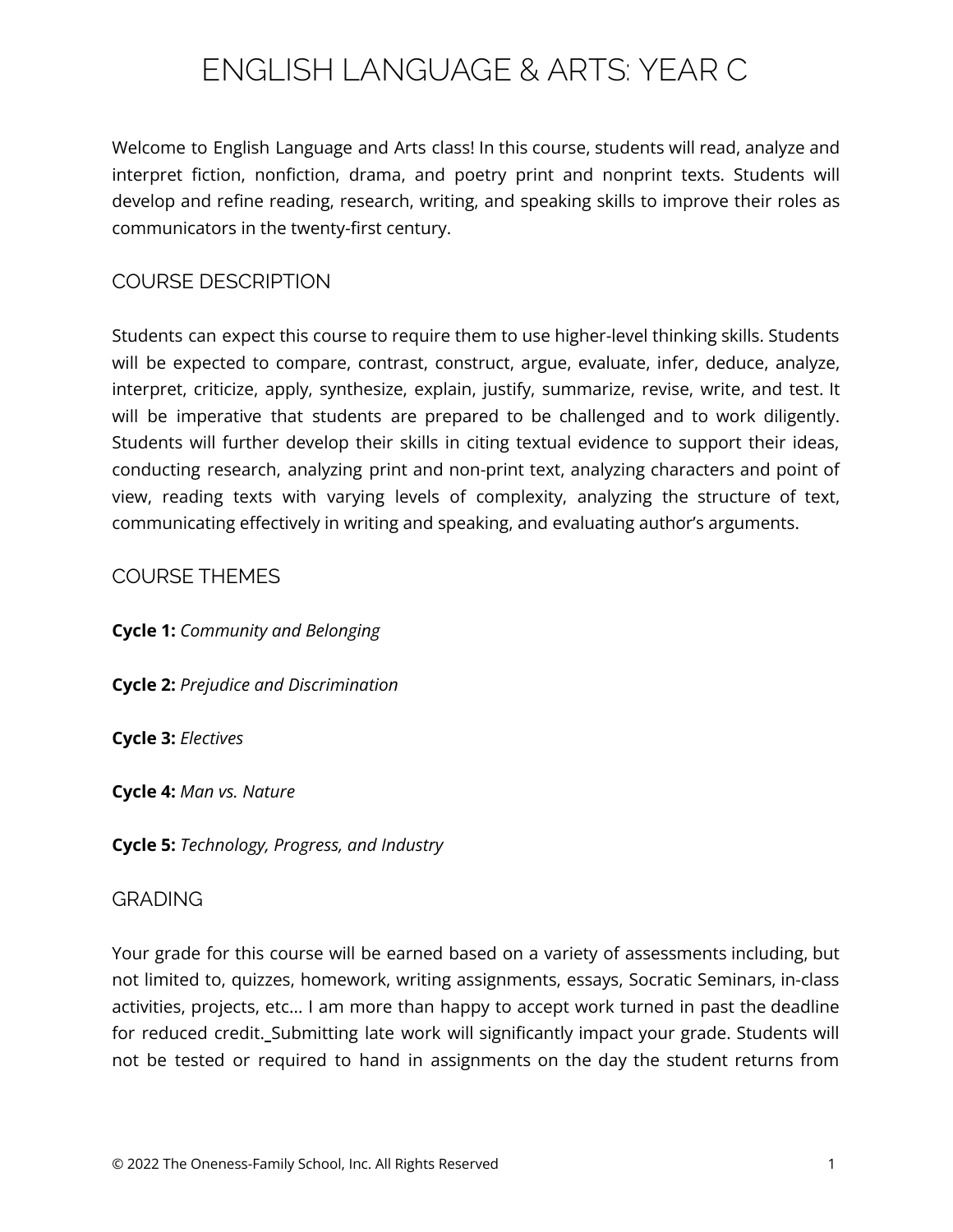# ENGLISH LANGUAGE & ARTS: YEAR C

Welcome to English Language and Arts class! In this course, students will read, analyze and interpret fiction, nonfiction, drama, and poetry print and nonprint texts. Students will develop and refine reading, research, writing, and speaking skills to improve their roles as communicators in the twenty-first century.

## COURSE DESCRIPTION

Students can expect this course to require them to use higher-level thinking skills. Students will be expected to compare, contrast, construct, argue, evaluate, infer, deduce, analyze, interpret, criticize, apply, synthesize, explain, justify, summarize, revise, write, and test. It will be imperative that students are prepared to be challenged and to work diligently. Students will further develop their skills in citing textual evidence to support their ideas, conducting research, analyzing print and non-print text, analyzing characters and point of view, reading texts with varying levels of complexity, analyzing the structure of text, communicating effectively in writing and speaking, and evaluating author's arguments.

## COURSE THEMES

**Cycle 1:** *Community and Belonging*

**Cycle 2:** *Prejudice and Discrimination*

**Cycle 3:** *Electives*

**Cycle 4:** *Man vs. Nature*

**Cycle 5:** *Technology, Progress, and Industry*

## GRADING

Your grade for this course will be earned based on a variety of assessments including, but not limited to, quizzes, homework, writing assignments, essays, Socratic Seminars, in-class activities, projects, etc… I am more than happy to accept work turned in past the deadline for reduced credit. Submitting late work will significantly impact your grade. Students will not be tested or required to hand in assignments on the day the student returns from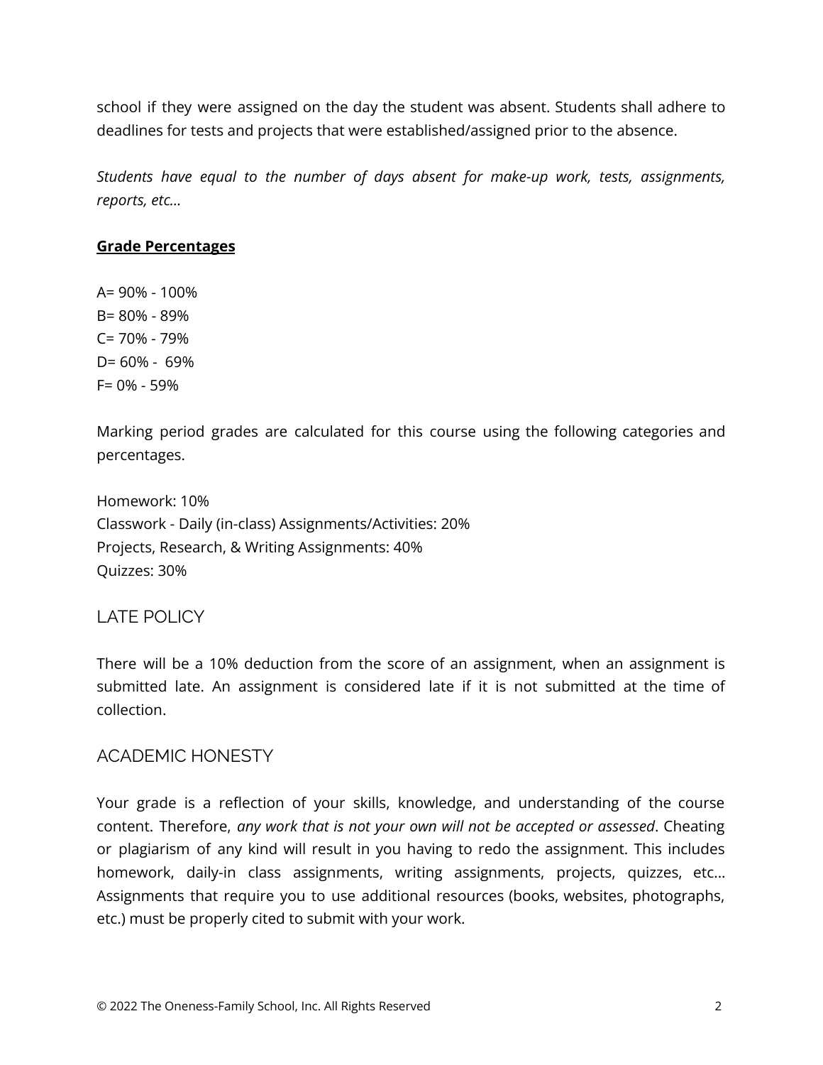school if they were assigned on the day the student was absent. Students shall adhere to deadlines for tests and projects that were established/assigned prior to the absence.

*Students have equal to the number of days absent for make-up work, tests, assignments, reports, etc…*

**Grade Percentages**

A= 90% - 100%
B= 80% - 89%
C= 70% - 79%
D= 60% - 69%
F= 0% - 59%

Marking period grades are calculated for this course using the following categories and percentages.

Homework: 10%
Classwork - Daily (in-class) Assignments/Activities: 20%
Projects, Research, & Writing Assignments: 40%
Quizzes: 30%

## LATE POLICY

There will be a 10% deduction from the score of an assignment, when an assignment is submitted late. An assignment is considered late if it is not submitted at the time of collection.

## ACADEMIC HONESTY

Your grade is a reflection of your skills, knowledge, and understanding of the course content. Therefore, *any work that is not your own will not be accepted or assessed*. Cheating or plagiarism of any kind will result in you having to redo the assignment. This includes homework, daily-in class assignments, writing assignments, projects, quizzes, etc… Assignments that require you to use additional resources (books, websites, photographs, etc.) must be properly cited to submit with your work.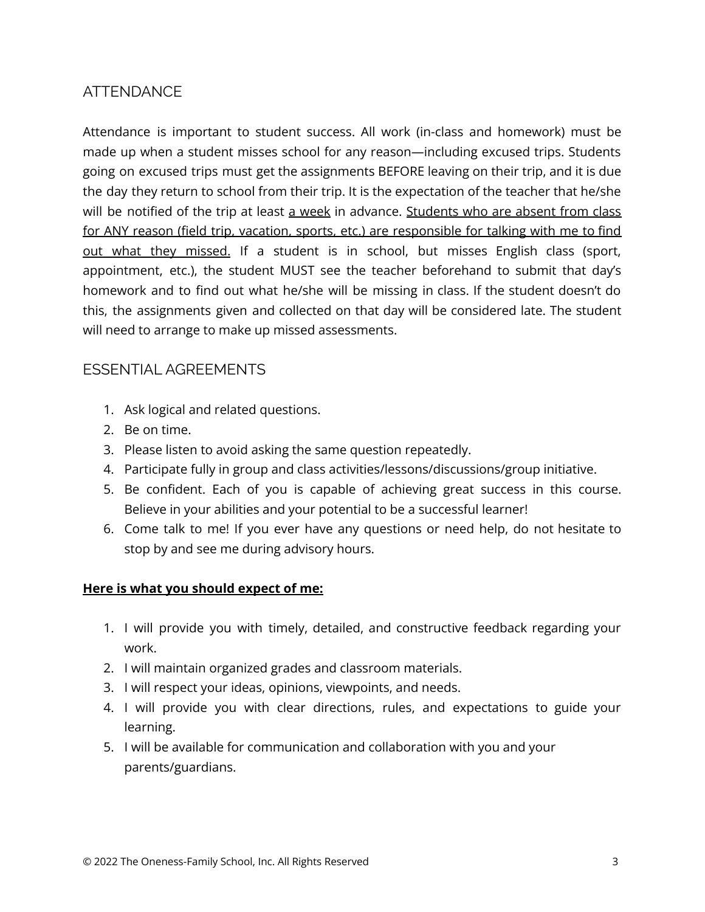## ATTENDANCE

Attendance is important to student success. All work (in-class and homework) must be made up when a student misses school for any reason—including excused trips. Students going on excused trips must get the assignments BEFORE leaving on their trip, and it is due the day they return to school from their trip. It is the expectation of the teacher that he/she will be notified of the trip at least <u>a week</u> in advance. <u>Students who are absent from class for ANY reason (field trip, vacation, sports, etc.) are responsible for talking with me to find out what they missed.</u> If a student is in school, but misses English class (sport, appointment, etc.), the student MUST see the teacher beforehand to submit that day's homework and to find out what he/she will be missing in class. If the student doesn't do this, the assignments given and collected on that day will be considered late. The student will need to arrange to make up missed assessments.

## ESSENTIAL AGREEMENTS

1. Ask logical and related questions.
2. Be on time.
3. Please listen to avoid asking the same question repeatedly.
4. Participate fully in group and class activities/lessons/discussions/group initiative.
5. Be confident. Each of you is capable of achieving great success in this course. Believe in your abilities and your potential to be a successful learner!
6. Come talk to me! If you ever have any questions or need help, do not hesitate to stop by and see me during advisory hours.

<u>**Here is what you should expect of me:**</u>

1. I will provide you with timely, detailed, and constructive feedback regarding your work.
2. I will maintain organized grades and classroom materials.
3. I will respect your ideas, opinions, viewpoints, and needs.
4. I will provide you with clear directions, rules, and expectations to guide your learning.
5. I will be available for communication and collaboration with you and your parents/guardians.

© 2022 The Oneness-Family School, Inc. All Rights Reserved